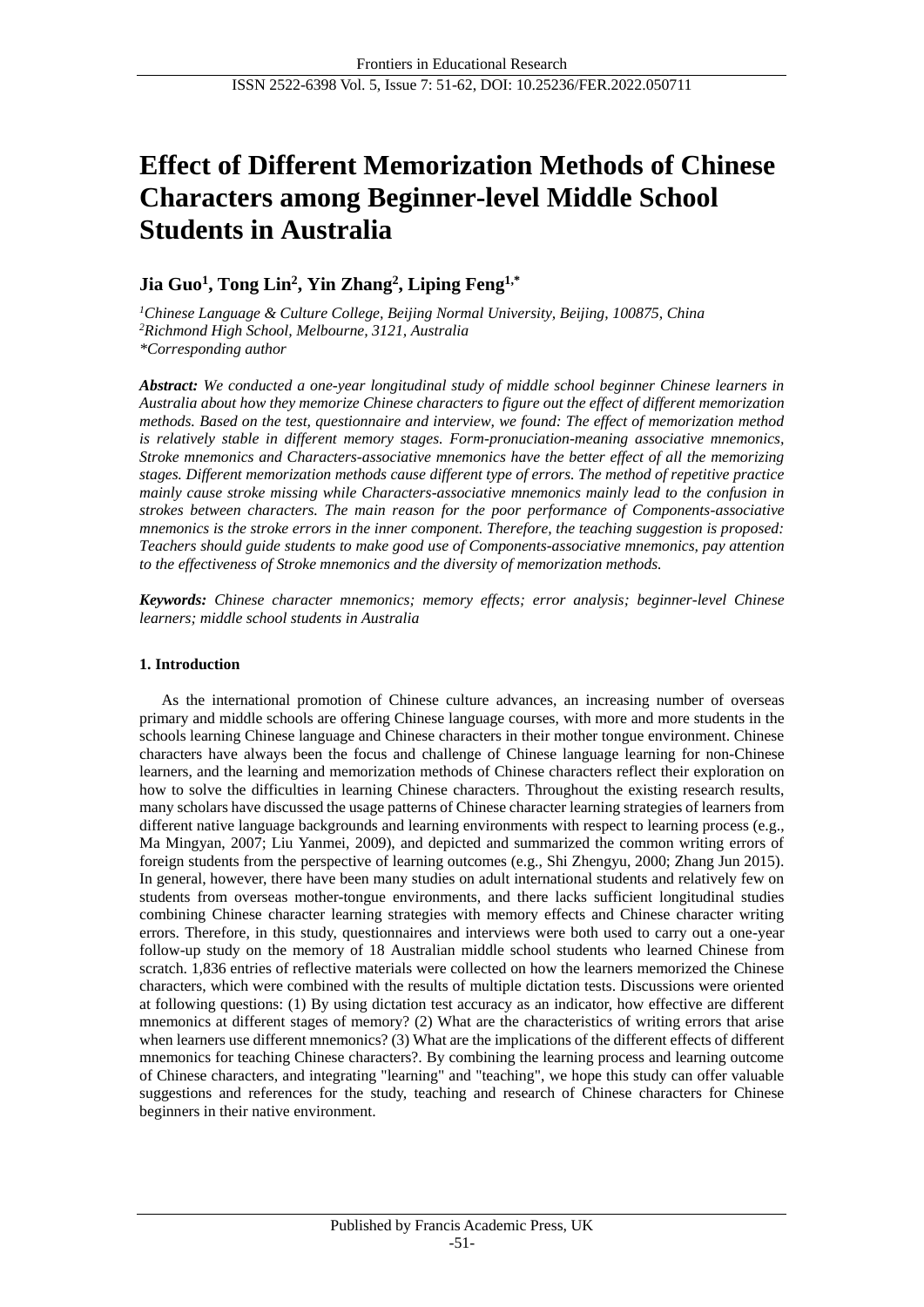# Effect of Different Memorization Methods of Chinese Characters among Beginner-level Middle School Students in Australia

**Jia Guo[1], Tong Lin[2], Yin Zhang[2], Liping Feng[1,*]**

*[1]Chinese Language & Culture College, Beijing Normal University, Beijing, 100875, China*
*[2]Richmond High School, Melbourne, 3121, Australia*
*\*Corresponding author*

***Abstract:*** *We conducted a one-year longitudinal study of middle school beginner Chinese learners in Australia about how they memorize Chinese characters to figure out the effect of different memorization methods. Based on the test, questionnaire and interview, we found: The effect of memorization method is relatively stable in different memory stages. Form-pronuciation-meaning associative mnemonics, Stroke mnemonics and Characters-associative mnemonics have the better effect of all the memorizing stages. Different memorization methods cause different type of errors. The method of repetitive practice mainly cause stroke missing while Characters-associative mnemonics mainly lead to the confusion in strokes between characters. The main reason for the poor performance of Components-associative mnemonics is the stroke errors in the inner component. Therefore, the teaching suggestion is proposed: Teachers should guide students to make good use of Components-associative mnemonics, pay attention to the effectiveness of Stroke mnemonics and the diversity of memorization methods.*

***Keywords:*** *Chinese character mnemonics; memory effects; error analysis; beginner-level Chinese learners; middle school students in Australia*

## 1. Introduction

As the international promotion of Chinese culture advances, an increasing number of overseas primary and middle schools are offering Chinese language courses, with more and more students in the schools learning Chinese language and Chinese characters in their mother tongue environment. Chinese characters have always been the focus and challenge of Chinese language learning for non-Chinese learners, and the learning and memorization methods of Chinese characters reflect their exploration on how to solve the difficulties in learning Chinese characters. Throughout the existing research results, many scholars have discussed the usage patterns of Chinese character learning strategies of learners from different native language backgrounds and learning environments with respect to learning process (e.g., Ma Mingyan, 2007; Liu Yanmei, 2009), and depicted and summarized the common writing errors of foreign students from the perspective of learning outcomes (e.g., Shi Zhengyu, 2000; Zhang Jun 2015). In general, however, there have been many studies on adult international students and relatively few on students from overseas mother-tongue environments, and there lacks sufficient longitudinal studies combining Chinese character learning strategies with memory effects and Chinese character writing errors. Therefore, in this study, questionnaires and interviews were both used to carry out a one-year follow-up study on the memory of 18 Australian middle school students who learned Chinese from scratch. 1,836 entries of reflective materials were collected on how the learners memorized the Chinese characters, which were combined with the results of multiple dictation tests. Discussions were oriented at following questions: (1) By using dictation test accuracy as an indicator, how effective are different mnemonics at different stages of memory? (2) What are the characteristics of writing errors that arise when learners use different mnemonics? (3) What are the implications of the different effects of different mnemonics for teaching Chinese characters?. By combining the learning process and learning outcome of Chinese characters, and integrating "learning" and "teaching", we hope this study can offer valuable suggestions and references for the study, teaching and research of Chinese characters for Chinese beginners in their native environment.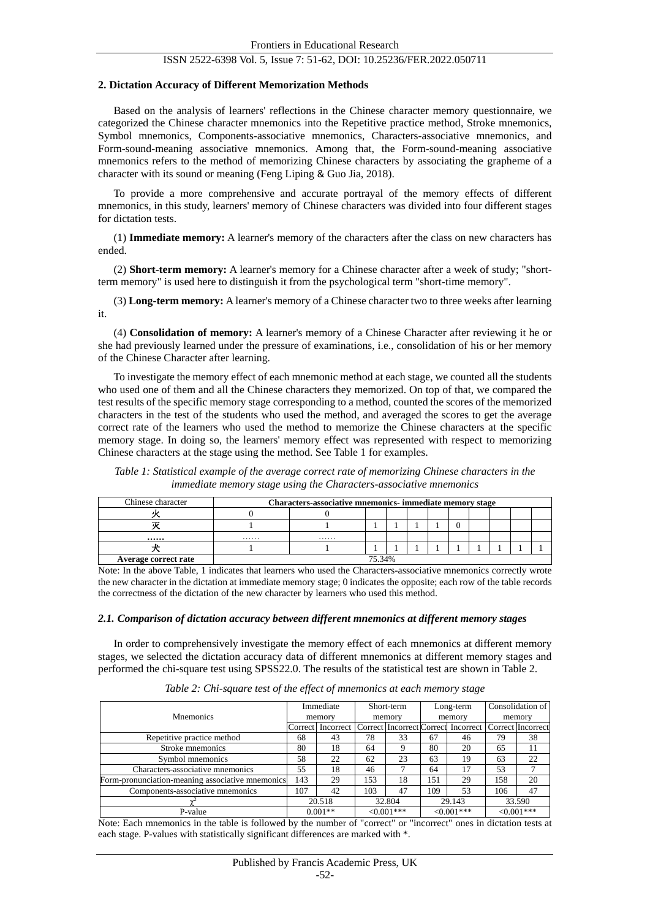## 2. Dictation Accuracy of Different Memorization Methods

Based on the analysis of learners' reflections in the Chinese character memory questionnaire, we categorized the Chinese character mnemonics into the Repetitive practice method, Stroke mnemonics, Symbol mnemonics, Components-associative mnemonics, Characters-associative mnemonics, and Form-sound-meaning associative mnemonics. Among that, the Form-sound-meaning associative mnemonics refers to the method of memorizing Chinese characters by associating the grapheme of a character with its sound or meaning (Feng Liping & Guo Jia, 2018).

To provide a more comprehensive and accurate portrayal of the memory effects of different mnemonics, in this study, learners' memory of Chinese characters was divided into four different stages for dictation tests.

(1) **Immediate memory:** A learner's memory of the characters after the class on new characters has ended.

(2) **Short-term memory:** A learner's memory for a Chinese character after a week of study; "short-term memory" is used here to distinguish it from the psychological term "short-time memory".

(3) **Long-term memory:** A learner's memory of a Chinese character two to three weeks after learning it.

(4) **Consolidation of memory:** A learner's memory of a Chinese Character after reviewing it he or she had previously learned under the pressure of examinations, i.e., consolidation of his or her memory of the Chinese Character after learning.

To investigate the memory effect of each mnemonic method at each stage, we counted all the students who used one of them and all the Chinese characters they memorized. On top of that, we compared the test results of the specific memory stage corresponding to a method, counted the scores of the memorized characters in the test of the students who used the method, and averaged the scores to get the average correct rate of the learners who used the method to memorize the Chinese characters at the specific memory stage. In doing so, the learners' memory effect was represented with respect to memorizing Chinese characters at the stage using the method. See Table 1 for examples.

*Table 1: Statistical example of the average correct rate of memorizing Chinese characters in the immediate memory stage using the Characters-associative mnemonics*

| Chinese character | **Characters-associative mnemonics- immediate memory stage** | | | | | | | | | | |
|---|---|---|---|---|---|---|---|---|---|---|---|
| 火 | 0 | 0 | | | | | | | | | |
| 灭 | 1 | 1 | 1 | 1 | 1 | 1 | 0 | | | | |
| **……** | …… | …… | | | | | | | | | |
| 犬 | 1 | 1 | 1 | 1 | 1 | 1 | 1 | 1 | 1 | 1 | 1 |
| **Average correct rate** | 75.34% | | | | | | | | | | |

Note: In the above Table, 1 indicates that learners who used the Characters-associative mnemonics correctly wrote the new character in the dictation at immediate memory stage; 0 indicates the opposite; each row of the table records the correctness of the dictation of the new character by learners who used this method.

### *2.1. Comparison of dictation accuracy between different mnemonics at different memory stages*

In order to comprehensively investigate the memory effect of each mnemonics at different memory stages, we selected the dictation accuracy data of different mnemonics at different memory stages and performed the chi-square test using SPSS22.0. The results of the statistical test are shown in Table 2.

*Table 2: Chi-square test of the effect of mnemonics at each memory stage*

| Mnemonics | Immediate memory | | Short-term memory | | Long-term memory | | Consolidation of memory | |
|---|---|---|---|---|---|---|---|---|
| | Correct | Incorrect | Correct | Incorrect | Correct | Incorrect | Correct | Incorrect |
| Repetitive practice method | 68 | 43 | 78 | 33 | 67 | 46 | 79 | 38 |
| Stroke mnemonics | 80 | 18 | 64 | 9 | 80 | 20 | 65 | 11 |
| Symbol mnemonics | 58 | 22 | 62 | 23 | 63 | 19 | 63 | 22 |
| Characters-associative mnemonics | 55 | 18 | 46 | 7 | 64 | 17 | 53 | 7 |
| Form-pronunciation-meaning associative mnemonics | 143 | 29 | 153 | 18 | 151 | 29 | 158 | 20 |
| Components-associative mnemonics | 107 | 42 | 103 | 47 | 109 | 53 | 106 | 47 |
| $\chi^2$ | 20.518 | | 32.804 | | 29.143 | | 33.590 | |
| P-value | 0.001** | | <0.001*** | | <0.001*** | | <0.001*** | |

Note: Each mnemonics in the table is followed by the number of "correct" or "incorrect" ones in dictation tests at each stage. P-values with statistically significant differences are marked with *.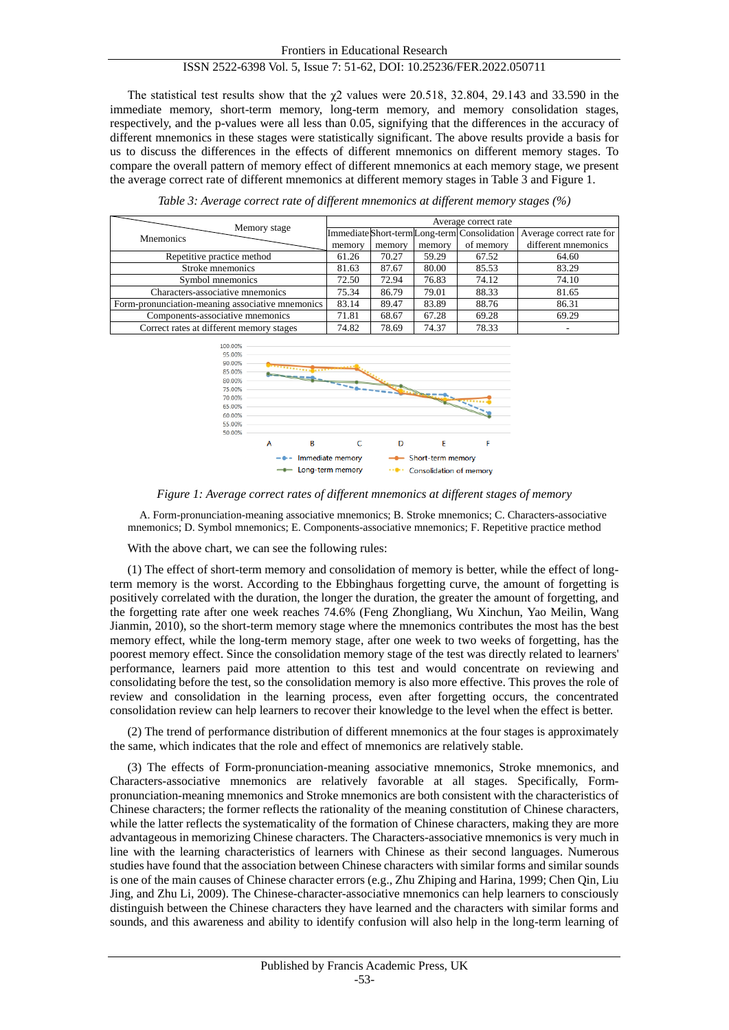The statistical test results show that the $\chi2$ values were 20.518, 32.804, 29.143 and 33.590 in the immediate memory, short-term memory, long-term memory, and memory consolidation stages, respectively, and the p-values were all less than 0.05, signifying that the differences in the accuracy of different mnemonics in these stages were statistically significant. The above results provide a basis for us to discuss the differences in the effects of different mnemonics on different memory stages. To compare the overall pattern of memory effect of different mnemonics at each memory stage, we present the average correct rate of different mnemonics at different memory stages in Table 3 and Figure 1.

*Table 3: Average correct rate of different mnemonics at different memory stages (%)*

| Mnemonics \ Memory stage | Average correct rate | | | | |
|---|---|---|---|---|---|
| | Immediate memory | Short-term memory | Long-term memory | Consolidation of memory | Average correct rate for different mnemonics |
| Repetitive practice method | 61.26 | 70.27 | 59.29 | 67.52 | 64.60 |
| Stroke mnemonics | 81.63 | 87.67 | 80.00 | 85.53 | 83.29 |
| Symbol mnemonics | 72.50 | 72.94 | 76.83 | 74.12 | 74.10 |
| Characters-associative mnemonics | 75.34 | 86.79 | 79.01 | 88.33 | 81.65 |
| Form-pronunciation-meaning associative mnemonics | 83.14 | 89.47 | 83.89 | 88.76 | 86.31 |
| Components-associative mnemonics | 71.81 | 68.67 | 67.28 | 69.28 | 69.29 |
| Correct rates at different memory stages | 74.82 | 78.69 | 74.37 | 78.33 | - |

*Figure 1: Average correct rates of different mnemonics at different stages of memory*

A. Form-pronunciation-meaning associative mnemonics; B. Stroke mnemonics; C. Characters-associative mnemonics; D. Symbol mnemonics; E. Components-associative mnemonics; F. Repetitive practice method

With the above chart, we can see the following rules:

(1) The effect of short-term memory and consolidation of memory is better, while the effect of long-term memory is the worst. According to the Ebbinghaus forgetting curve, the amount of forgetting is positively correlated with the duration, the longer the duration, the greater the amount of forgetting, and the forgetting rate after one week reaches 74.6% (Feng Zhongliang, Wu Xinchun, Yao Meilin, Wang Jianmin, 2010), so the short-term memory stage where the mnemonics contributes the most has the best memory effect, while the long-term memory stage, after one week to two weeks of forgetting, has the poorest memory effect. Since the consolidation memory stage of the test was directly related to learners' performance, learners paid more attention to this test and would concentrate on reviewing and consolidating before the test, so the consolidation memory is also more effective. This proves the role of review and consolidation in the learning process, even after forgetting occurs, the concentrated consolidation review can help learners to recover their knowledge to the level when the effect is better.

(2) The trend of performance distribution of different mnemonics at the four stages is approximately the same, which indicates that the role and effect of mnemonics are relatively stable.

(3) The effects of Form-pronunciation-meaning associative mnemonics, Stroke mnemonics, and Characters-associative mnemonics are relatively favorable at all stages. Specifically, Form-pronunciation-meaning mnemonics and Stroke mnemonics are both consistent with the characteristics of Chinese characters; the former reflects the rationality of the meaning constitution of Chinese characters, while the latter reflects the systematicality of the formation of Chinese characters, making they are more advantageous in memorizing Chinese characters. The Characters-associative mnemonics is very much in line with the learning characteristics of learners with Chinese as their second languages. Numerous studies have found that the association between Chinese characters with similar forms and similar sounds is one of the main causes of Chinese character errors (e.g., Zhu Zhiping and Harina, 1999; Chen Qin, Liu Jing, and Zhu Li, 2009). The Chinese-character-associative mnemonics can help learners to consciously distinguish between the Chinese characters they have learned and the characters with similar forms and sounds, and this awareness and ability to identify confusion will also help in the long-term learning of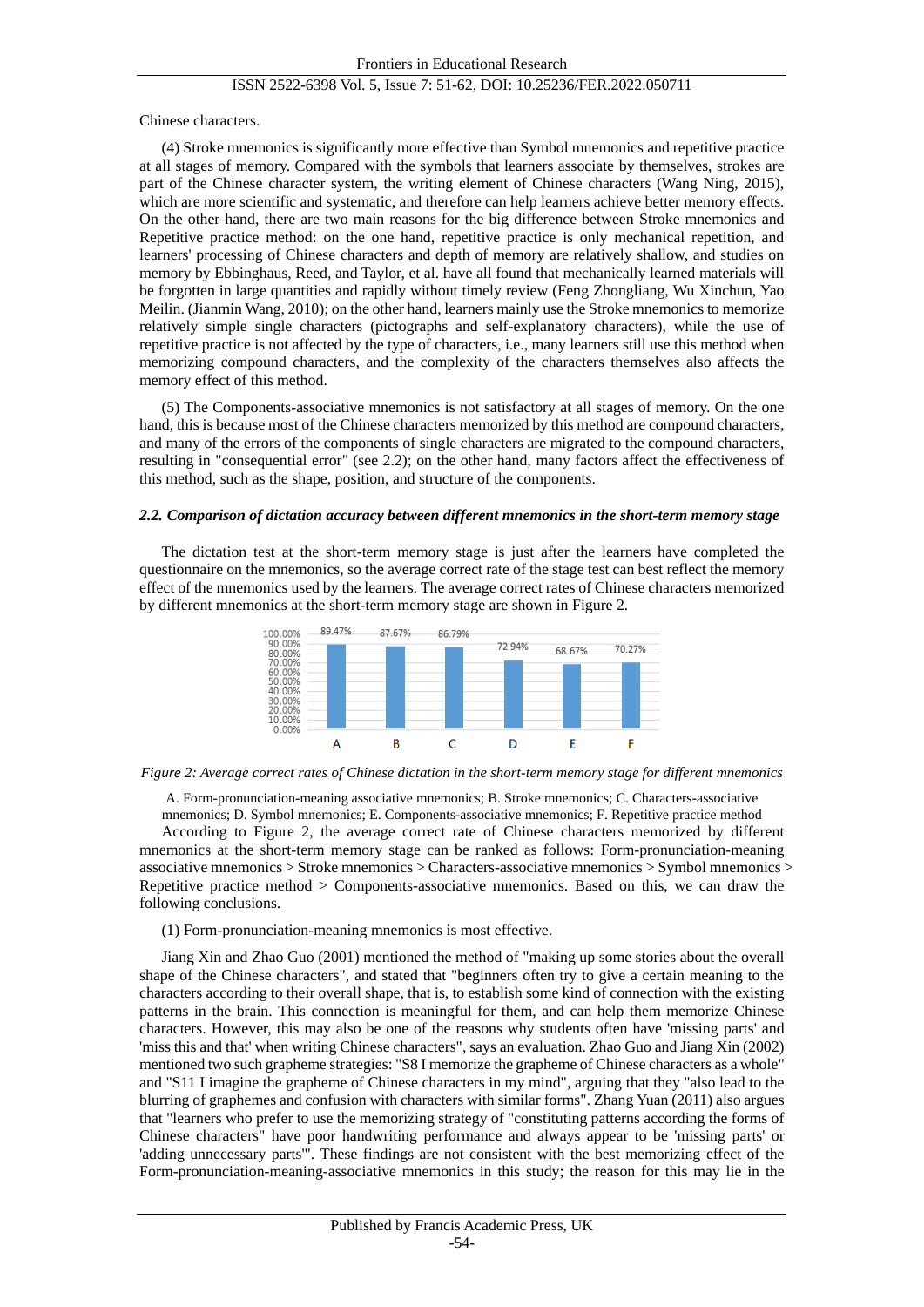Chinese characters.

(4) Stroke mnemonics is significantly more effective than Symbol mnemonics and repetitive practice at all stages of memory. Compared with the symbols that learners associate by themselves, strokes are part of the Chinese character system, the writing element of Chinese characters (Wang Ning, 2015), which are more scientific and systematic, and therefore can help learners achieve better memory effects. On the other hand, there are two main reasons for the big difference between Stroke mnemonics and Repetitive practice method: on the one hand, repetitive practice is only mechanical repetition, and learners' processing of Chinese characters and depth of memory are relatively shallow, and studies on memory by Ebbinghaus, Reed, and Taylor, et al. have all found that mechanically learned materials will be forgotten in large quantities and rapidly without timely review (Feng Zhongliang, Wu Xinchun, Yao Meilin. (Jianmin Wang, 2010); on the other hand, learners mainly use the Stroke mnemonics to memorize relatively simple single characters (pictographs and self-explanatory characters), while the use of repetitive practice is not affected by the type of characters, i.e., many learners still use this method when memorizing compound characters, and the complexity of the characters themselves also affects the memory effect of this method.

(5) The Components-associative mnemonics is not satisfactory at all stages of memory. On the one hand, this is because most of the Chinese characters memorized by this method are compound characters, and many of the errors of the components of single characters are migrated to the compound characters, resulting in "consequential error" (see 2.2); on the other hand, many factors affect the effectiveness of this method, such as the shape, position, and structure of the components.

### *2.2. Comparison of dictation accuracy between different mnemonics in the short-term memory stage*

The dictation test at the short-term memory stage is just after the learners have completed the questionnaire on the mnemonics, so the average correct rate of the stage test can best reflect the memory effect of the mnemonics used by the learners. The average correct rates of Chinese characters memorized by different mnemonics at the short-term memory stage are shown in Figure 2.

| | A | B | C | D | E | F |
|---|---|---|---|---|---|---|
| Average correct rate | 89.47% | 87.67% | 86.79% | 72.94% | 68.67% | 70.27% |

*Figure 2: Average correct rates of Chinese dictation in the short-term memory stage for different mnemonics*

A. Form-pronunciation-meaning associative mnemonics; B. Stroke mnemonics; C. Characters-associative mnemonics; D. Symbol mnemonics; E. Components-associative mnemonics; F. Repetitive practice method

According to Figure 2, the average correct rate of Chinese characters memorized by different mnemonics at the short-term memory stage can be ranked as follows: Form-pronunciation-meaning associative mnemonics > Stroke mnemonics > Characters-associative mnemonics > Symbol mnemonics > Repetitive practice method > Components-associative mnemonics. Based on this, we can draw the following conclusions.

(1) Form-pronunciation-meaning mnemonics is most effective.

Jiang Xin and Zhao Guo (2001) mentioned the method of "making up some stories about the overall shape of the Chinese characters", and stated that "beginners often try to give a certain meaning to the characters according to their overall shape, that is, to establish some kind of connection with the existing patterns in the brain. This connection is meaningful for them, and can help them memorize Chinese characters. However, this may also be one of the reasons why students often have 'missing parts' and 'miss this and that' when writing Chinese characters", says an evaluation. Zhao Guo and Jiang Xin (2002) mentioned two such grapheme strategies: "S8 I memorize the grapheme of Chinese characters as a whole" and "S11 I imagine the grapheme of Chinese characters in my mind", arguing that they "also lead to the blurring of graphemes and confusion with characters with similar forms". Zhang Yuan (2011) also argues that "learners who prefer to use the memorizing strategy of "constituting patterns according the forms of Chinese characters" have poor handwriting performance and always appear to be 'missing parts' or 'adding unnecessary parts'". These findings are not consistent with the best memorizing effect of the Form-pronunciation-meaning-associative mnemonics in this study; the reason for this may lie in the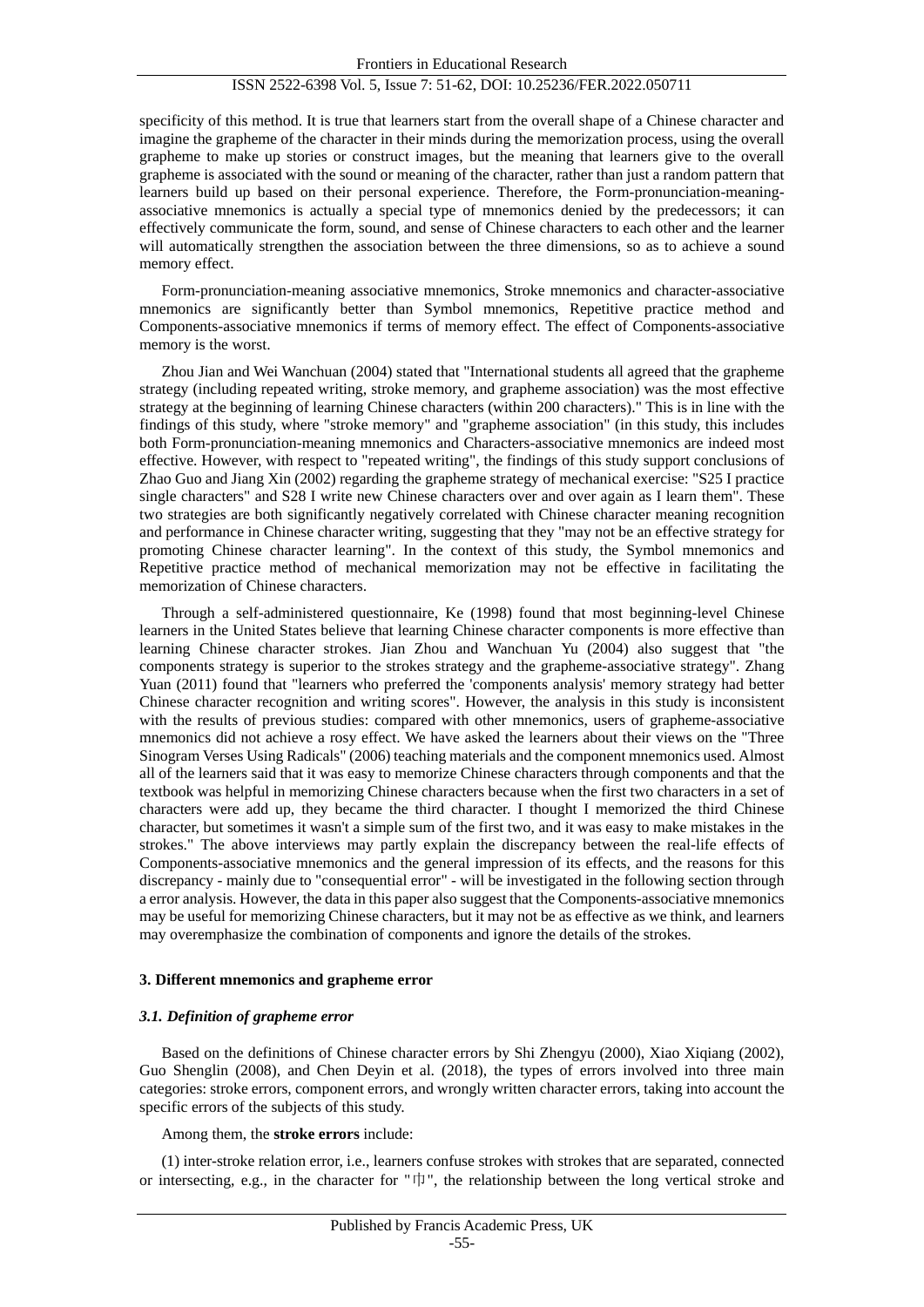specificity of this method. It is true that learners start from the overall shape of a Chinese character and imagine the grapheme of the character in their minds during the memorization process, using the overall grapheme to make up stories or construct images, but the meaning that learners give to the overall grapheme is associated with the sound or meaning of the character, rather than just a random pattern that learners build up based on their personal experience. Therefore, the Form-pronunciation-meaning-associative mnemonics is actually a special type of mnemonics denied by the predecessors; it can effectively communicate the form, sound, and sense of Chinese characters to each other and the learner will automatically strengthen the association between the three dimensions, so as to achieve a sound memory effect.

Form-pronunciation-meaning associative mnemonics, Stroke mnemonics and character-associative mnemonics are significantly better than Symbol mnemonics, Repetitive practice method and Components-associative mnemonics if terms of memory effect. The effect of Components-associative memory is the worst.

Zhou Jian and Wei Wanchuan (2004) stated that "International students all agreed that the grapheme strategy (including repeated writing, stroke memory, and grapheme association) was the most effective strategy at the beginning of learning Chinese characters (within 200 characters)." This is in line with the findings of this study, where "stroke memory" and "grapheme association" (in this study, this includes both Form-pronunciation-meaning mnemonics and Characters-associative mnemonics are indeed most effective. However, with respect to "repeated writing", the findings of this study support conclusions of Zhao Guo and Jiang Xin (2002) regarding the grapheme strategy of mechanical exercise: "S25 I practice single characters" and S28 I write new Chinese characters over and over again as I learn them". These two strategies are both significantly negatively correlated with Chinese character meaning recognition and performance in Chinese character writing, suggesting that they "may not be an effective strategy for promoting Chinese character learning". In the context of this study, the Symbol mnemonics and Repetitive practice method of mechanical memorization may not be effective in facilitating the memorization of Chinese characters.

Through a self-administered questionnaire, Ke (1998) found that most beginning-level Chinese learners in the United States believe that learning Chinese character components is more effective than learning Chinese character strokes. Jian Zhou and Wanchuan Yu (2004) also suggest that "the components strategy is superior to the strokes strategy and the grapheme-associative strategy". Zhang Yuan (2011) found that "learners who preferred the 'components analysis' memory strategy had better Chinese character recognition and writing scores". However, the analysis in this study is inconsistent with the results of previous studies: compared with other mnemonics, users of grapheme-associative mnemonics did not achieve a rosy effect. We have asked the learners about their views on the "Three Sinogram Verses Using Radicals" (2006) teaching materials and the component mnemonics used. Almost all of the learners said that it was easy to memorize Chinese characters through components and that the textbook was helpful in memorizing Chinese characters because when the first two characters in a set of characters were add up, they became the third character. I thought I memorized the third Chinese character, but sometimes it wasn't a simple sum of the first two, and it was easy to make mistakes in the strokes." The above interviews may partly explain the discrepancy between the real-life effects of Components-associative mnemonics and the general impression of its effects, and the reasons for this discrepancy - mainly due to "consequential error" - will be investigated in the following section through a error analysis. However, the data in this paper also suggest that the Components-associative mnemonics may be useful for memorizing Chinese characters, but it may not be as effective as we think, and learners may overemphasize the combination of components and ignore the details of the strokes.

## 3. Different mnemonics and grapheme error

### 3.1. Definition of grapheme error

Based on the definitions of Chinese character errors by Shi Zhengyu (2000), Xiao Xiqiang (2002), Guo Shenglin (2008), and Chen Deyin et al. (2018), the types of errors involved into three main categories: stroke errors, component errors, and wrongly written character errors, taking into account the specific errors of the subjects of this study.

Among them, the **stroke errors** include:

(1) inter-stroke relation error, i.e., learners confuse strokes with strokes that are separated, connected or intersecting, e.g., in the character for "巾", the relationship between the long vertical stroke and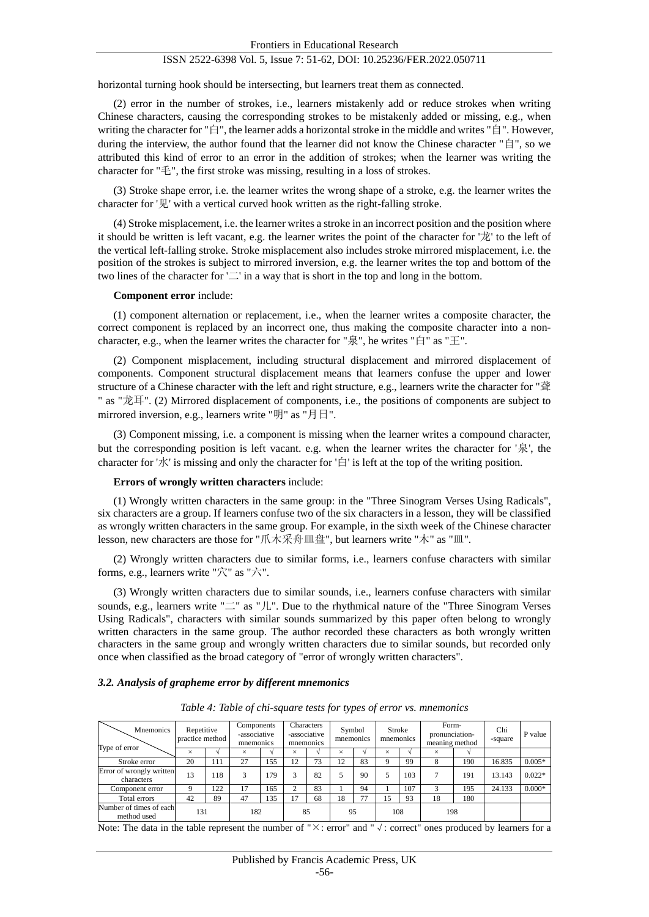horizontal turning hook should be intersecting, but learners treat them as connected.

(2) error in the number of strokes, i.e., learners mistakenly add or reduce strokes when writing Chinese characters, causing the corresponding strokes to be mistakenly added or missing, e.g., when writing the character for "白", the learner adds a horizontal stroke in the middle and writes "自". However, during the interview, the author found that the learner did not know the Chinese character "自", so we attributed this kind of error to an error in the addition of strokes; when the learner was writing the character for "毛", the first stroke was missing, resulting in a loss of strokes.

(3) Stroke shape error, i.e. the learner writes the wrong shape of a stroke, e.g. the learner writes the character for '见' with a vertical curved hook written as the right-falling stroke.

(4) Stroke misplacement, i.e. the learner writes a stroke in an incorrect position and the position where it should be written is left vacant, e.g. the learner writes the point of the character for '龙' to the left of the vertical left-falling stroke. Stroke misplacement also includes stroke mirrored misplacement, i.e. the position of the strokes is subject to mirrored inversion, e.g. the learner writes the top and bottom of the two lines of the character for '二' in a way that is short in the top and long in the bottom.

**Component error** include:

(1) component alternation or replacement, i.e., when the learner writes a composite character, the correct component is replaced by an incorrect one, thus making the composite character into a non-character, e.g., when the learner writes the character for "泉", he writes "白" as "王".

(2) Component misplacement, including structural displacement and mirrored displacement of components. Component structural displacement means that learners confuse the upper and lower structure of a Chinese character with the left and right structure, e.g., learners write the character for "聋" as "龙耳". (2) Mirrored displacement of components, i.e., the positions of components are subject to mirrored inversion, e.g., learners write "明" as "月日".

(3) Component missing, i.e. a component is missing when the learner writes a compound character, but the corresponding position is left vacant. e.g. when the learner writes the character for '泉', the character for '水' is missing and only the character for '白' is left at the top of the writing position.

**Errors of wrongly written characters** include:

(1) Wrongly written characters in the same group: in the "Three Sinogram Verses Using Radicals", six characters are a group. If learners confuse two of the six characters in a lesson, they will be classified as wrongly written characters in the same group. For example, in the sixth week of the Chinese character lesson, new characters are those for "爪木采舟皿盘", but learners write "木" as "皿".

(2) Wrongly written characters due to similar forms, i.e., learners confuse characters with similar forms, e.g., learners write "穴" as "六".

(3) Wrongly written characters due to similar sounds, i.e., learners confuse characters with similar sounds, e.g., learners write "二" as "儿". Due to the rhythmical nature of the "Three Sinogram Verses Using Radicals", characters with similar sounds summarized by this paper often belong to wrongly written characters in the same group. The author recorded these characters as both wrongly written characters in the same group and wrongly written characters due to similar sounds, but recorded only once when classified as the broad category of "error of wrongly written characters".

### *3.2. Analysis of grapheme error by different mnemonics*

*Table 4: Table of chi-square tests for types of error vs. mnemonics*

| Mnemonics / Type of error | Repetitive practice method | | Components -associative mnemonics | | Characters -associative mnemonics | | Symbol mnemonics | | Stroke mnemonics | | Form-pronunciation-meaning method | | Chi -square | P value |
|---|---|---|---|---|---|---|---|---|---|---|---|---|---|---|
| | × | √ | × | √ | × | √ | × | √ | × | √ | × | √ | | |
| Stroke error | 20 | 111 | 27 | 155 | 12 | 73 | 12 | 83 | 9 | 99 | 8 | 190 | 16.835 | 0.005* |
| Error of wrongly written characters | 13 | 118 | 3 | 179 | 3 | 82 | 5 | 90 | 5 | 103 | 7 | 191 | 13.143 | 0.022* |
| Component error | 9 | 122 | 17 | 165 | 2 | 83 | 1 | 94 | 1 | 107 | 3 | 195 | 24.133 | 0.000* |
| Total errors | 42 | 89 | 47 | 135 | 17 | 68 | 18 | 77 | 15 | 93 | 18 | 180 | | |
| Number of times of each method used | 131 | | 182 | | 85 | | 95 | | 108 | | 198 | | | |

Note: The data in the table represent the number of "×: error" and " √ : correct" ones produced by learners for a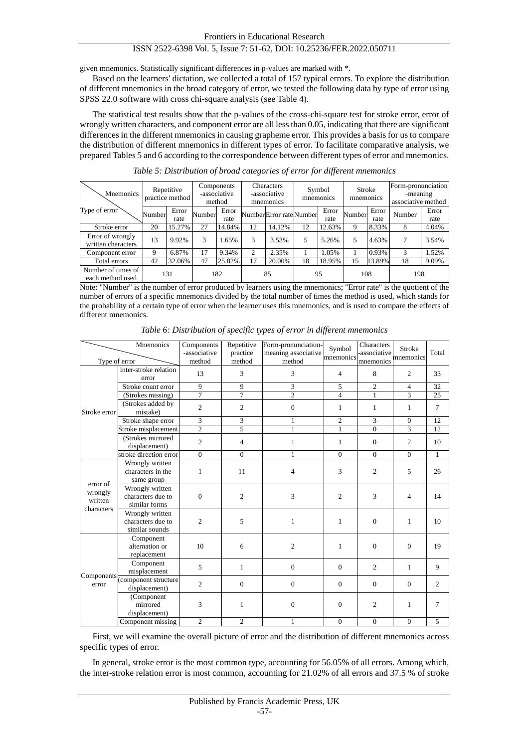given mnemonics. Statistically significant differences in p-values are marked with *.

Based on the learners' dictation, we collected a total of 157 typical errors. To explore the distribution of different mnemonics in the broad category of error, we tested the following data by type of error using SPSS 22.0 software with cross chi-square analysis (see Table 4).

The statistical test results show that the p-values of the cross-chi-square test for stroke error, error of wrongly written characters, and component error are all less than 0.05, indicating that there are significant differences in the different mnemonics in causing grapheme error. This provides a basis for us to compare the distribution of different mnemonics in different types of error. To facilitate comparative analysis, we prepared Tables 5 and 6 according to the correspondence between different types of error and mnemonics.

*Table 5: Distribution of broad categories of error for different mnemonics*

| Mnemonics / Type of error | Repetitive practice method | | Components -associative method | | Characters -associative mnemonics | | Symbol mnemonics | | Stroke mnemonics | | Form-pronunciation -meaning associative method | |
|---|---|---|---|---|---|---|---|---|---|---|---|---|
| | Number | Error rate | Number | Error rate | Number | Error rate | Number | Error rate | Number | Error rate | Number | Error rate |
| Stroke error | 20 | 15.27% | 27 | 14.84% | 12 | 14.12% | 12 | 12.63% | 9 | 8.33% | 8 | 4.04% |
| Error of wrongly written characters | 13 | 9.92% | 3 | 1.65% | 3 | 3.53% | 5 | 5.26% | 5 | 4.63% | 7 | 3.54% |
| Component error | 9 | 6.87% | 17 | 9.34% | 2 | 2.35% | 1 | 1.05% | 1 | 0.93% | 3 | 1.52% |
| Total errors | 42 | 32.06% | 47 | 25.82% | 17 | 20.00% | 18 | 18.95% | 15 | 13.89% | 18 | 9.09% |
| Number of times of each method used | 131 | | 182 | | 85 | | 95 | | 108 | | 198 | |

Note: "Number" is the number of error produced by learners using the mnemonics; "Error rate" is the quotient of the number of errors of a specific mnemonics divided by the total number of times the method is used, which stands for the probability of a certain type of error when the learner uses this mnemonics, and is used to compare the effects of different mnemonics.

*Table 6: Distribution of specific types of error in different mnemonics*

| Type of error | | Components -associative method | Repetitive practice method | Form-pronunciation-meaning associative method | Symbol mnemonics | Characters -associative mnemonics | Stroke mnemonics | Total |
|---|---|---|---|---|---|---|---|---|
| Stroke error | inter-stroke relation error | 13 | 3 | 3 | 4 | 8 | 2 | 33 |
| | Stroke count error | 9 | 9 | 3 | 5 | 2 | 4 | 32 |
| | (Strokes missing) | 7 | 7 | 3 | 4 | 1 | 3 | 25 |
| | (Strokes added by mistake) | 2 | 2 | 0 | 1 | 1 | 1 | 7 |
| | Stroke shape error | 3 | 3 | 1 | 2 | 3 | 0 | 12 |
| | Stroke misplacement | 2 | 5 | 1 | 1 | 0 | 3 | 12 |
| | (Strokes mirrored displacement) | 2 | 4 | 1 | 1 | 0 | 2 | 10 |
| | stroke direction error | 0 | 0 | 1 | 0 | 0 | 0 | 1 |
| error of wrongly written characters | Wrongly written characters in the same group | 1 | 11 | 4 | 3 | 2 | 5 | 26 |
| | Wrongly written characters due to similar forms | 0 | 2 | 3 | 2 | 3 | 4 | 14 |
| | Wrongly written characters due to similar sounds | 2 | 5 | 1 | 1 | 0 | 1 | 10 |
| Components error | Component alternation or replacement | 10 | 6 | 2 | 1 | 0 | 0 | 19 |
| | Component misplacement | 5 | 1 | 0 | 0 | 2 | 1 | 9 |
| | (component structure displacement) | 2 | 0 | 0 | 0 | 0 | 0 | 2 |
| | (Component mirrored displacement) | 3 | 1 | 0 | 0 | 2 | 1 | 7 |
| | Component missing | 2 | 2 | 1 | 0 | 0 | 0 | 5 |

First, we will examine the overall picture of error and the distribution of different mnemonics across specific types of error.

In general, stroke error is the most common type, accounting for 56.05% of all errors. Among which, the inter-stroke relation error is most common, accounting for 21.02% of all errors and 37.5 % of stroke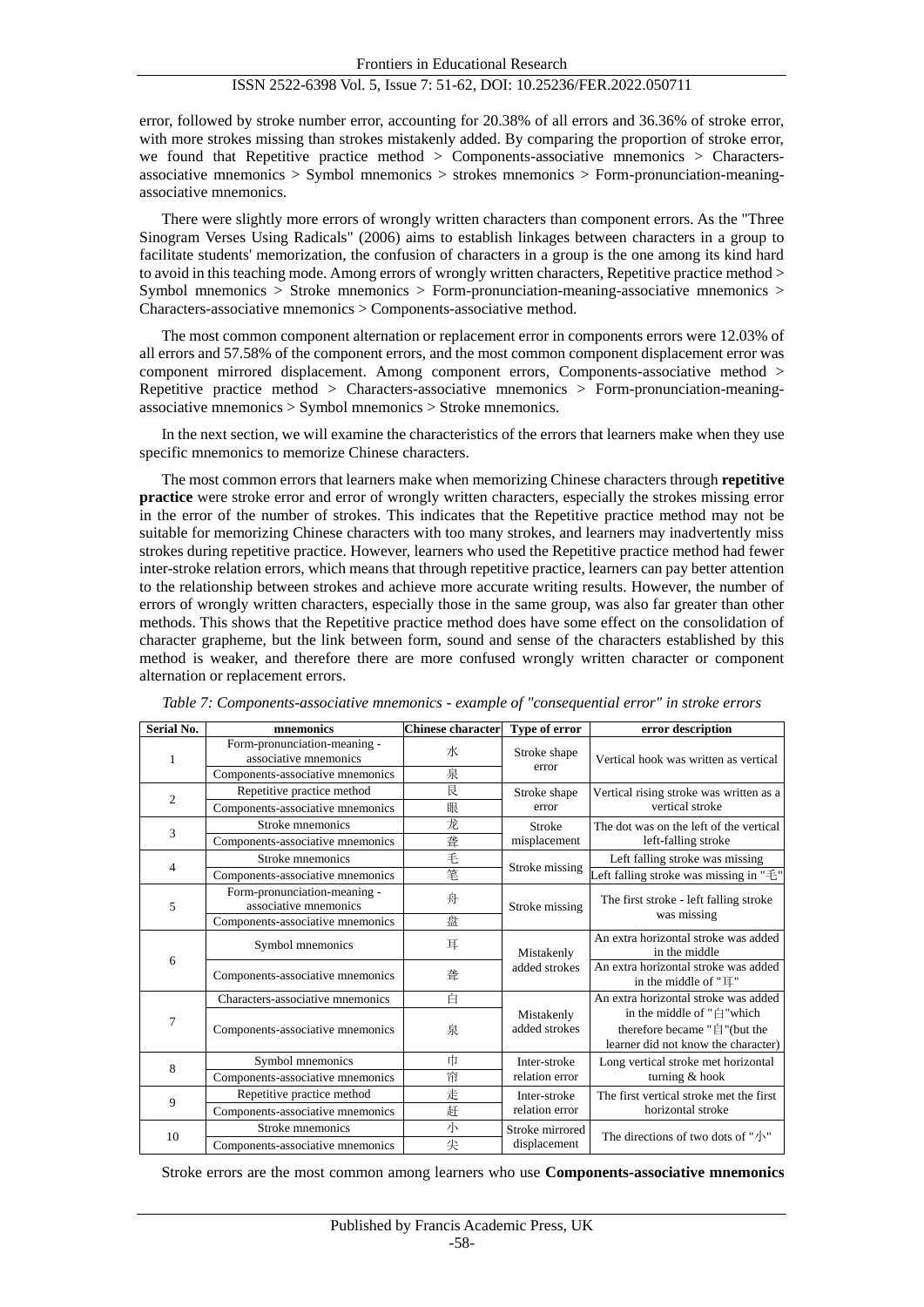error, followed by stroke number error, accounting for 20.38% of all errors and 36.36% of stroke error, with more strokes missing than strokes mistakenly added. By comparing the proportion of stroke error, we found that Repetitive practice method > Components-associative mnemonics > Characters-associative mnemonics > Symbol mnemonics > strokes mnemonics > Form-pronunciation-meaning-associative mnemonics.

There were slightly more errors of wrongly written characters than component errors. As the "Three Sinogram Verses Using Radicals" (2006) aims to establish linkages between characters in a group to facilitate students' memorization, the confusion of characters in a group is the one among its kind hard to avoid in this teaching mode. Among errors of wrongly written characters, Repetitive practice method > Symbol mnemonics > Stroke mnemonics > Form-pronunciation-meaning-associative mnemonics > Characters-associative mnemonics > Components-associative method.

The most common component alternation or replacement error in components errors were 12.03% of all errors and 57.58% of the component errors, and the most common component displacement error was component mirrored displacement. Among component errors, Components-associative method > Repetitive practice method > Characters-associative mnemonics > Form-pronunciation-meaning-associative mnemonics > Symbol mnemonics > Stroke mnemonics.

In the next section, we will examine the characteristics of the errors that learners make when they use specific mnemonics to memorize Chinese characters.

The most common errors that learners make when memorizing Chinese characters through **repetitive practice** were stroke error and error of wrongly written characters, especially the strokes missing error in the error of the number of strokes. This indicates that the Repetitive practice method may not be suitable for memorizing Chinese characters with too many strokes, and learners may inadvertently miss strokes during repetitive practice. However, learners who used the Repetitive practice method had fewer inter-stroke relation errors, which means that through repetitive practice, learners can pay better attention to the relationship between strokes and achieve more accurate writing results. However, the number of errors of wrongly written characters, especially those in the same group, was also far greater than other methods. This shows that the Repetitive practice method does have some effect on the consolidation of character grapheme, but the link between form, sound and sense of the characters established by this method is weaker, and therefore there are more confused wrongly written character or component alternation or replacement errors.

*Table 7: Components-associative mnemonics - example of "consequential error" in stroke errors*

| Serial No. | mnemonics | Chinese character | Type of error | error description |
|---|---|---|---|---|
| 1 | Form-pronunciation-meaning - associative mnemonics | 水 | Stroke shape error | Vertical hook was written as vertical |
| | Components-associative mnemonics | 泉 | | |
| 2 | Repetitive practice method | 艮 | Stroke shape error | Vertical rising stroke was written as a vertical stroke |
| | Components-associative mnemonics | 眼 | | |
| 3 | Stroke mnemonics | 龙 | Stroke misplacement | The dot was on the left of the vertical left-falling stroke |
| | Components-associative mnemonics | 聋 | | |
| 4 | Stroke mnemonics | 毛 | Stroke missing | Left falling stroke was missing |
| | Components-associative mnemonics | 笔 | | Left falling stroke was missing in "毛" |
| 5 | Form-pronunciation-meaning - associative mnemonics | 舟 | Stroke missing | The first stroke - left falling stroke was missing |
| | Components-associative mnemonics | 盘 | | |
| 6 | Symbol mnemonics | 耳 | Mistakenly added strokes | An extra horizontal stroke was added in the middle |
| | Components-associative mnemonics | 聋 | | An extra horizontal stroke was added in the middle of "耳" |
| 7 | Characters-associative mnemonics | 白 | Mistakenly added strokes | An extra horizontal stroke was added in the middle of "白"which therefore became "自"(but the learner did not know the character) |
| | Components-associative mnemonics | 泉 | | |
| 8 | Symbol mnemonics | 巾 | Inter-stroke relation error | Long vertical stroke met horizontal turning & hook |
| | Components-associative mnemonics | 帘 | | |
| 9 | Repetitive practice method | 走 | Inter-stroke relation error | The first vertical stroke met the first horizontal stroke |
| | Components-associative mnemonics | 赶 | | |
| 10 | Stroke mnemonics | 小 | Stroke mirrored displacement | The directions of two dots of "小" |
| | Components-associative mnemonics | 尖 | | |

Stroke errors are the most common among learners who use **Components-associative mnemonics**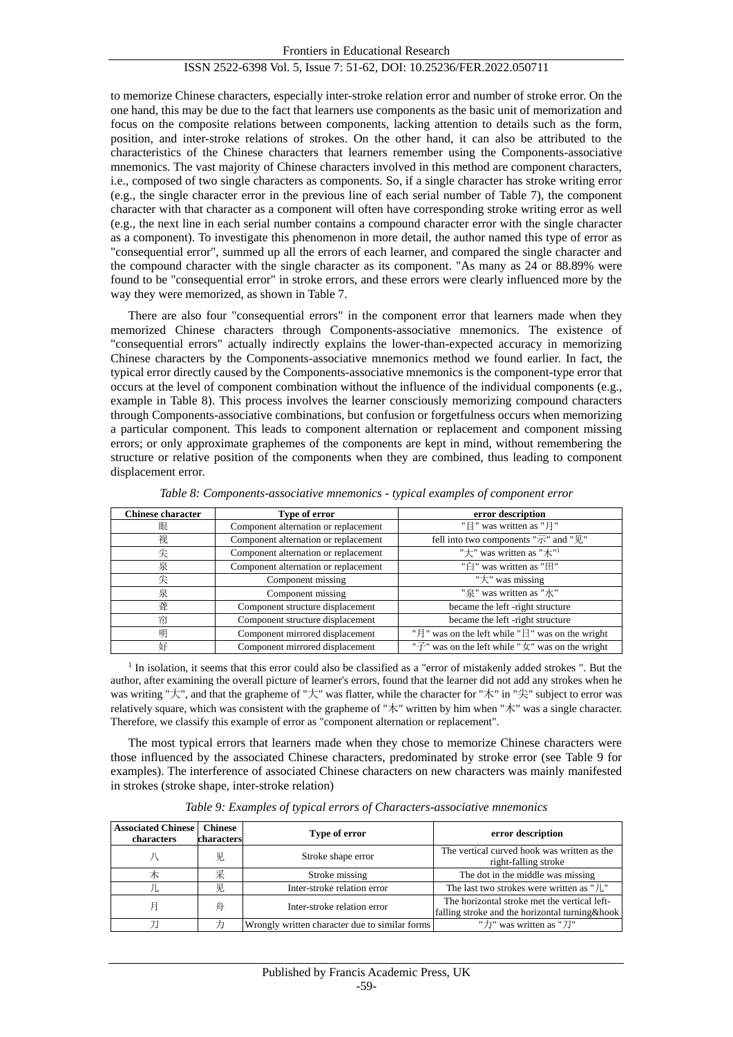to memorize Chinese characters, especially inter-stroke relation error and number of stroke error. On the one hand, this may be due to the fact that learners use components as the basic unit of memorization and focus on the composite relations between components, lacking attention to details such as the form, position, and inter-stroke relations of strokes. On the other hand, it can also be attributed to the characteristics of the Chinese characters that learners remember using the Components-associative mnemonics. The vast majority of Chinese characters involved in this method are component characters, i.e., composed of two single characters as components. So, if a single character has stroke writing error (e.g., the single character error in the previous line of each serial number of Table 7), the component character with that character as a component will often have corresponding stroke writing error as well (e.g., the next line in each serial number contains a compound character error with the single character as a component). To investigate this phenomenon in more detail, the author named this type of error as "consequential error", summed up all the errors of each learner, and compared the single character and the compound character with the single character as its component. "As many as 24 or 88.89% were found to be "consequential error" in stroke errors, and these errors were clearly influenced more by the way they were memorized, as shown in Table 7.

There are also four "consequential errors" in the component error that learners made when they memorized Chinese characters through Components-associative mnemonics. The existence of "consequential errors" actually indirectly explains the lower-than-expected accuracy in memorizing Chinese characters by the Components-associative mnemonics method we found earlier. In fact, the typical error directly caused by the Components-associative mnemonics is the component-type error that occurs at the level of component combination without the influence of the individual components (e.g., example in Table 8). This process involves the learner consciously memorizing compound characters through Components-associative combinations, but confusion or forgetfulness occurs when memorizing a particular component. This leads to component alternation or replacement and component missing errors; or only approximate graphemes of the components are kept in mind, without remembering the structure or relative position of the components when they are combined, thus leading to component displacement error.

*Table 8: Components-associative mnemonics - typical examples of component error*

| Chinese character | Type of error | error description |
|---|---|---|
| 眼 | Component alternation or replacement | "目" was written as "月" |
| 视 | Component alternation or replacement | fell into two components "示" and "见" |
| 尖 | Component alternation or replacement | "大" was written as "木"[1] |
| 泉 | Component alternation or replacement | "白" was written as "田" |
| 尖 | Component missing | "大" was missing |
| 泉 | Component missing | "泉" was written as "水" |
| 聋 | Component structure displacement | became the left -right structure |
| 帘 | Component structure displacement | became the left -right structure |
| 明 | Component mirrored displacement | "月" was on the left while "日" was on the wright |
| 好 | Component mirrored displacement | "子" was on the left while "女" was on the wright |

[1] In isolation, it seems that this error could also be classified as a "error of mistakenly added strokes ". But the author, after examining the overall picture of learner's errors, found that the learner did not add any strokes when he was writing "大", and that the grapheme of "大" was flatter, while the character for "木" in "尖" subject to error was relatively square, which was consistent with the grapheme of "木" written by him when "木" was a single character. Therefore, we classify this example of error as "component alternation or replacement".

The most typical errors that learners made when they chose to memorize Chinese characters were those influenced by the associated Chinese characters, predominated by stroke error (see Table 9 for examples). The interference of associated Chinese characters on new characters was mainly manifested in strokes (stroke shape, inter-stroke relation)

*Table 9: Examples of typical errors of Characters-associative mnemonics*

| Associated Chinese characters | Chinese characters | Type of error | error description |
|---|---|---|---|
| 八 | 见 | Stroke shape error | The vertical curved hook was written as the right-falling stroke |
| 木 | 采 | Stroke missing | The dot in the middle was missing |
| 儿 | 见 | Inter-stroke relation error | The last two strokes were written as "儿" |
| 月 | 舟 | Inter-stroke relation error | The horizontal stroke met the vertical left-falling stroke and the horizontal turning&hook |
| 刀 | 力 | Wrongly written character due to similar forms | "力" was written as "刀" |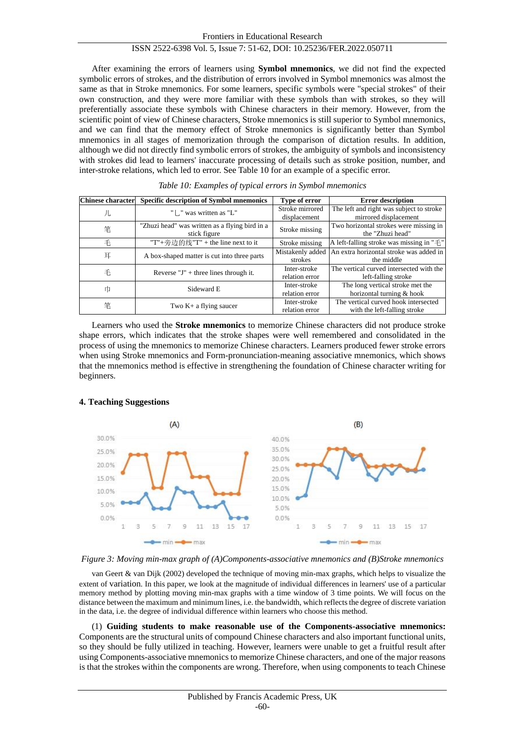After examining the errors of learners using **Symbol mnemonics**, we did not find the expected symbolic errors of strokes, and the distribution of errors involved in Symbol mnemonics was almost the same as that in Stroke mnemonics. For some learners, specific symbols were "special strokes" of their own construction, and they were more familiar with these symbols than with strokes, so they will preferentially associate these symbols with Chinese characters in their memory. However, from the scientific point of view of Chinese characters, Stroke mnemonics is still superior to Symbol mnemonics, and we can find that the memory effect of Stroke mnemonics is significantly better than Symbol mnemonics in all stages of memorization through the comparison of dictation results. In addition, although we did not directly find symbolic errors of strokes, the ambiguity of symbols and inconsistency with strokes did lead to learners' inaccurate processing of details such as stroke position, number, and inter-stroke relations, which led to error. See Table 10 for an example of a specific error.

*Table 10: Examples of typical errors in Symbol mnemonics*

| Chinese character | Specific description of Symbol mnemonics | Type of error | Error description |
|---|---|---|---|
| 儿 | "乚" was written as "L" | Stroke mirrored displacement | The left and right was subject to stroke mirrored displacement |
| 笔 | "Zhuzi head" was written as a flying bird in a stick figure | Stroke missing | Two horizontal strokes were missing in the "Zhuzi head" |
| 毛 | "T"+旁边的线"T" + the line next to it | Stroke missing | A left-falling stroke was missing in "毛" |
| 耳 | A box-shaped matter is cut into three parts | Mistakenly added strokes | An extra horizontal stroke was added in the middle |
| 毛 | Reverse "J" + three lines through it. | Inter-stroke relation error | The vertical curved intersected with the left-falling stroke |
| 巾 | Sideward E | Inter-stroke relation error | The long vertical stroke met the horizontal turning & hook |
| 笔 | Two K+ a flying saucer | Inter-stroke relation error | The vertical curved hook intersected with the left-falling stroke |

Learners who used the **Stroke mnemonics** to memorize Chinese characters did not produce stroke shape errors, which indicates that the stroke shapes were well remembered and consolidated in the process of using the mnemonics to memorize Chinese characters. Learners produced fewer stroke errors when using Stroke mnemonics and Form-pronunciation-meaning associative mnemonics, which shows that the mnemonics method is effective in strengthening the foundation of Chinese character writing for beginners.

## 4. Teaching Suggestions

*Figure 3: Moving min-max graph of (A)Components-associative mnemonics and (B)Stroke mnemonics*

van Geert & van Dijk (2002) developed the technique of moving min-max graphs, which helps to visualize the extent of variation. In this paper, we look at the magnitude of individual differences in learners' use of a particular memory method by plotting moving min-max graphs with a time window of 3 time points. We will focus on the distance between the maximum and minimum lines, i.e. the bandwidth, which reflects the degree of discrete variation in the data, i.e. the degree of individual difference within learners who choose this method.

(1) **Guiding students to make reasonable use of the Components-associative mnemonics:** Components are the structural units of compound Chinese characters and also important functional units, so they should be fully utilized in teaching. However, learners were unable to get a fruitful result after using Components-associative mnemonics to memorize Chinese characters, and one of the major reasons is that the strokes within the components are wrong. Therefore, when using components to teach Chinese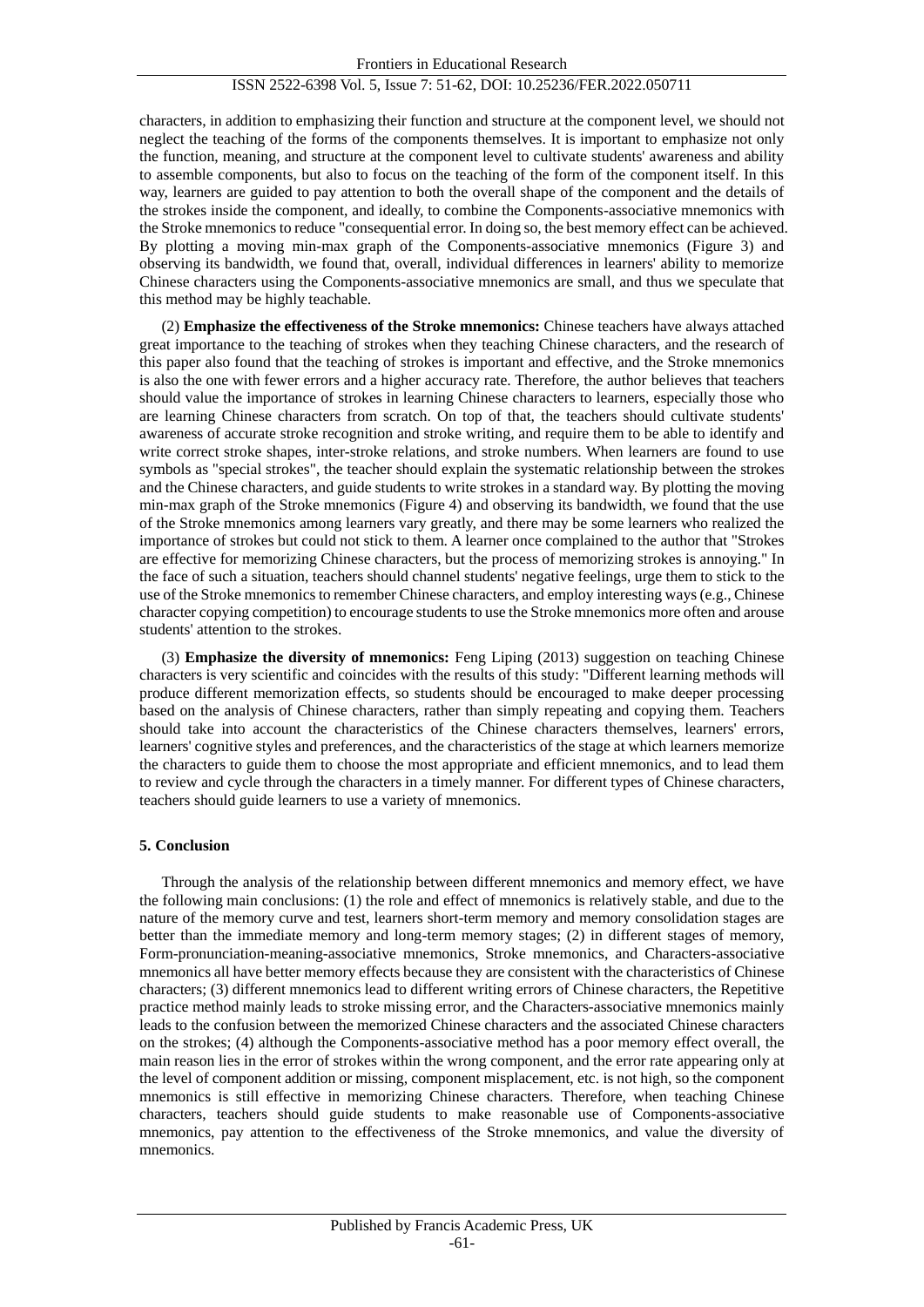characters, in addition to emphasizing their function and structure at the component level, we should not neglect the teaching of the forms of the components themselves. It is important to emphasize not only the function, meaning, and structure at the component level to cultivate students' awareness and ability to assemble components, but also to focus on the teaching of the form of the component itself. In this way, learners are guided to pay attention to both the overall shape of the component and the details of the strokes inside the component, and ideally, to combine the Components-associative mnemonics with the Stroke mnemonics to reduce "consequential error. In doing so, the best memory effect can be achieved. By plotting a moving min-max graph of the Components-associative mnemonics (Figure 3) and observing its bandwidth, we found that, overall, individual differences in learners' ability to memorize Chinese characters using the Components-associative mnemonics are small, and thus we speculate that this method may be highly teachable.

(2) **Emphasize the effectiveness of the Stroke mnemonics:** Chinese teachers have always attached great importance to the teaching of strokes when they teaching Chinese characters, and the research of this paper also found that the teaching of strokes is important and effective, and the Stroke mnemonics is also the one with fewer errors and a higher accuracy rate. Therefore, the author believes that teachers should value the importance of strokes in learning Chinese characters to learners, especially those who are learning Chinese characters from scratch. On top of that, the teachers should cultivate students' awareness of accurate stroke recognition and stroke writing, and require them to be able to identify and write correct stroke shapes, inter-stroke relations, and stroke numbers. When learners are found to use symbols as "special strokes", the teacher should explain the systematic relationship between the strokes and the Chinese characters, and guide students to write strokes in a standard way. By plotting the moving min-max graph of the Stroke mnemonics (Figure 4) and observing its bandwidth, we found that the use of the Stroke mnemonics among learners vary greatly, and there may be some learners who realized the importance of strokes but could not stick to them. A learner once complained to the author that "Strokes are effective for memorizing Chinese characters, but the process of memorizing strokes is annoying." In the face of such a situation, teachers should channel students' negative feelings, urge them to stick to the use of the Stroke mnemonics to remember Chinese characters, and employ interesting ways (e.g., Chinese character copying competition) to encourage students to use the Stroke mnemonics more often and arouse students' attention to the strokes.

(3) **Emphasize the diversity of mnemonics:** Feng Liping (2013) suggestion on teaching Chinese characters is very scientific and coincides with the results of this study: "Different learning methods will produce different memorization effects, so students should be encouraged to make deeper processing based on the analysis of Chinese characters, rather than simply repeating and copying them. Teachers should take into account the characteristics of the Chinese characters themselves, learners' errors, learners' cognitive styles and preferences, and the characteristics of the stage at which learners memorize the characters to guide them to choose the most appropriate and efficient mnemonics, and to lead them to review and cycle through the characters in a timely manner. For different types of Chinese characters, teachers should guide learners to use a variety of mnemonics.

## 5. Conclusion

Through the analysis of the relationship between different mnemonics and memory effect, we have the following main conclusions: (1) the role and effect of mnemonics is relatively stable, and due to the nature of the memory curve and test, learners short-term memory and memory consolidation stages are better than the immediate memory and long-term memory stages; (2) in different stages of memory, Form-pronunciation-meaning-associative mnemonics, Stroke mnemonics, and Characters-associative mnemonics all have better memory effects because they are consistent with the characteristics of Chinese characters; (3) different mnemonics lead to different writing errors of Chinese characters, the Repetitive practice method mainly leads to stroke missing error, and the Characters-associative mnemonics mainly leads to the confusion between the memorized Chinese characters and the associated Chinese characters on the strokes; (4) although the Components-associative method has a poor memory effect overall, the main reason lies in the error of strokes within the wrong component, and the error rate appearing only at the level of component addition or missing, component misplacement, etc. is not high, so the component mnemonics is still effective in memorizing Chinese characters. Therefore, when teaching Chinese characters, teachers should guide students to make reasonable use of Components-associative mnemonics, pay attention to the effectiveness of the Stroke mnemonics, and value the diversity of mnemonics.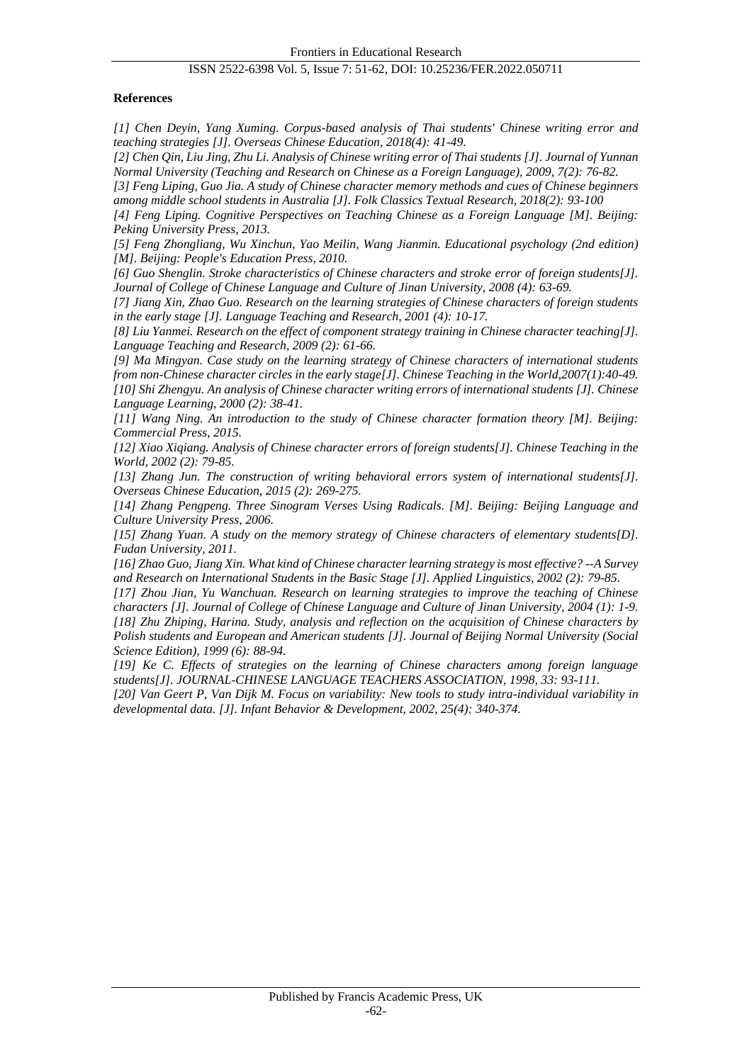**References**

*[1] Chen Deyin, Yang Xuming. Corpus-based analysis of Thai students' Chinese writing error and teaching strategies [J]. Overseas Chinese Education, 2018(4): 41-49.*

*[2] Chen Qin, Liu Jing, Zhu Li. Analysis of Chinese writing error of Thai students [J]. Journal of Yunnan Normal University (Teaching and Research on Chinese as a Foreign Language), 2009, 7(2): 76-82.*

*[3] Feng Liping, Guo Jia. A study of Chinese character memory methods and cues of Chinese beginners among middle school students in Australia [J]. Folk Classics Textual Research, 2018(2): 93-100*

*[4] Feng Liping. Cognitive Perspectives on Teaching Chinese as a Foreign Language [M]. Beijing: Peking University Press, 2013.*

*[5] Feng Zhongliang, Wu Xinchun, Yao Meilin, Wang Jianmin. Educational psychology (2nd edition) [M]. Beijing: People's Education Press, 2010.*

*[6] Guo Shenglin. Stroke characteristics of Chinese characters and stroke error of foreign students[J]. Journal of College of Chinese Language and Culture of Jinan University, 2008 (4): 63-69.*

*[7] Jiang Xin, Zhao Guo. Research on the learning strategies of Chinese characters of foreign students in the early stage [J]. Language Teaching and Research, 2001 (4): 10-17.*

*[8] Liu Yanmei. Research on the effect of component strategy training in Chinese character teaching[J]. Language Teaching and Research, 2009 (2): 61-66.*

*[9] Ma Mingyan. Case study on the learning strategy of Chinese characters of international students from non-Chinese character circles in the early stage[J]. Chinese Teaching in the World,2007(1):40-49.*

*[10] Shi Zhengyu. An analysis of Chinese character writing errors of international students [J]. Chinese Language Learning, 2000 (2): 38-41.*

*[11] Wang Ning. An introduction to the study of Chinese character formation theory [M]. Beijing: Commercial Press, 2015.*

*[12] Xiao Xiqiang. Analysis of Chinese character errors of foreign students[J]. Chinese Teaching in the World, 2002 (2): 79-85.*

*[13] Zhang Jun. The construction of writing behavioral errors system of international students[J]. Overseas Chinese Education, 2015 (2): 269-275.*

*[14] Zhang Pengpeng. Three Sinogram Verses Using Radicals. [M]. Beijing: Beijing Language and Culture University Press, 2006.*

*[15] Zhang Yuan. A study on the memory strategy of Chinese characters of elementary students[D]. Fudan University, 2011.*

*[16] Zhao Guo, Jiang Xin. What kind of Chinese character learning strategy is most effective? --A Survey and Research on International Students in the Basic Stage [J]. Applied Linguistics, 2002 (2): 79-85.*

*[17] Zhou Jian, Yu Wanchuan. Research on learning strategies to improve the teaching of Chinese characters [J]. Journal of College of Chinese Language and Culture of Jinan University, 2004 (1): 1-9.*

*[18] Zhu Zhiping, Harina. Study, analysis and reflection on the acquisition of Chinese characters by Polish students and European and American students [J]. Journal of Beijing Normal University (Social Science Edition), 1999 (6): 88-94.*

*[19] Ke C. Effects of strategies on the learning of Chinese characters among foreign language students[J]. JOURNAL-CHINESE LANGUAGE TEACHERS ASSOCIATION, 1998, 33: 93-111.*

*[20] Van Geert P, Van Dijk M. Focus on variability: New tools to study intra-individual variability in developmental data. [J]. Infant Behavior & Development, 2002, 25(4): 340-374.*